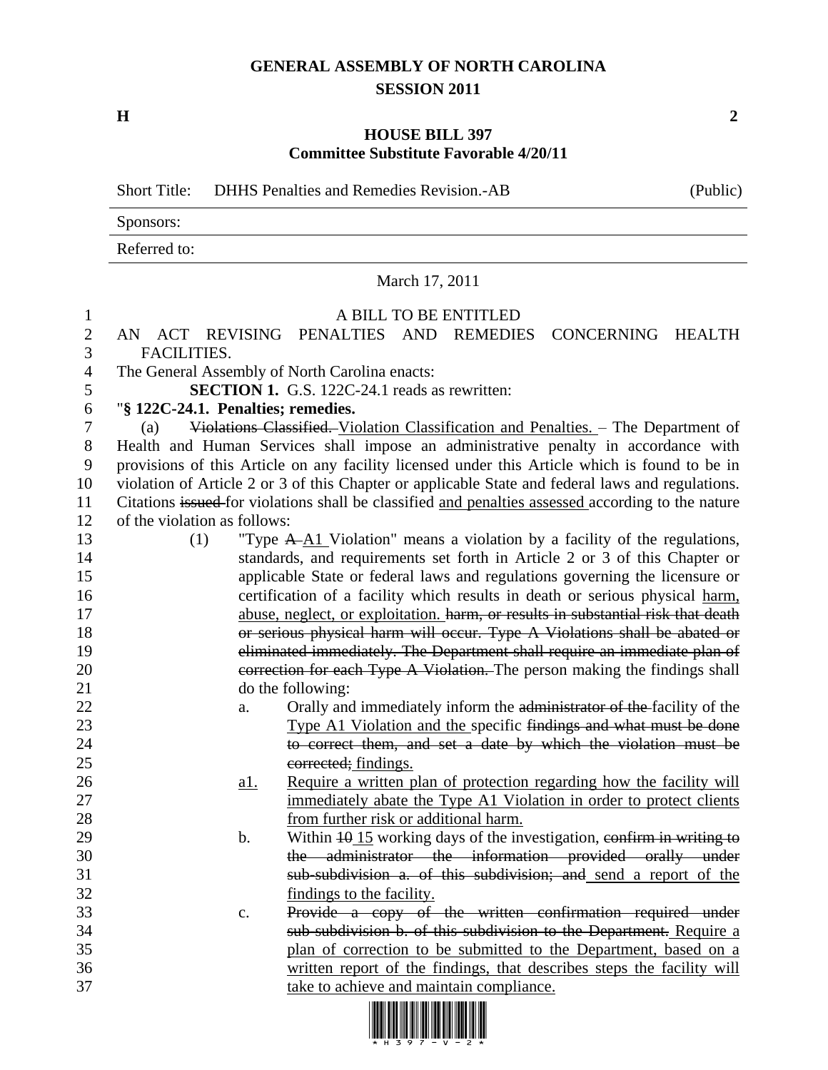# GENERAL ASSEMBLY OF NORTH CAROLINA
## SESSION 2011

**H** **2**

## HOUSE BILL 397
### Committee Substitute Favorable 4/20/11

Short Title: DHHS Penalties and Remedies Revision.-AB (Public)

Sponsors:

Referred to:

March 17, 2011

A BILL TO BE ENTITLED

AN ACT REVISING PENALTIES AND REMEDIES CONCERNING HEALTH FACILITIES.

The General Assembly of North Carolina enacts:

**SECTION 1.** G.S. 122C-24.1 reads as rewritten:

"**§ 122C-24.1. Penalties; remedies.**

(a) ~~Violations Classified.~~ Violation Classification and Penalties. – The Department of Health and Human Services shall impose an administrative penalty in accordance with provisions of this Article on any facility licensed under this Article which is found to be in violation of Article 2 or 3 of this Chapter or applicable State and federal laws and regulations. Citations ~~issued~~ for violations shall be classified and penalties assessed according to the nature of the violation as follows:

(1) "Type ~~A~~ A1 Violation" means a violation by a facility of the regulations, standards, and requirements set forth in Article 2 or 3 of this Chapter or applicable State or federal laws and regulations governing the licensure or certification of a facility which results in death or serious physical harm, abuse, neglect, or exploitation. ~~harm, or results in substantial risk that death or serious physical harm will occur. Type A Violations shall be abated or eliminated immediately. The Department shall require an immediate plan of correction for each Type A Violation.~~ The person making the findings shall do the following:

a. Orally and immediately inform the ~~administrator of the~~ facility of the Type A1 Violation and the specific ~~findings and what must be done to correct them, and set a date by which the violation must be corrected;~~ findings.

a1. Require a written plan of protection regarding how the facility will immediately abate the Type A1 Violation in order to protect clients from further risk or additional harm.

b. Within ~~10~~ 15 working days of the investigation, ~~confirm in writing to the administrator the information provided orally under sub-subdivision a. of this subdivision; and~~ send a report of the findings to the facility.

c. ~~Provide a copy of the written confirmation required under sub-subdivision b. of this subdivision to the Department.~~ Require a plan of correction to be submitted to the Department, based on a written report of the findings, that describes steps the facility will take to achieve and maintain compliance.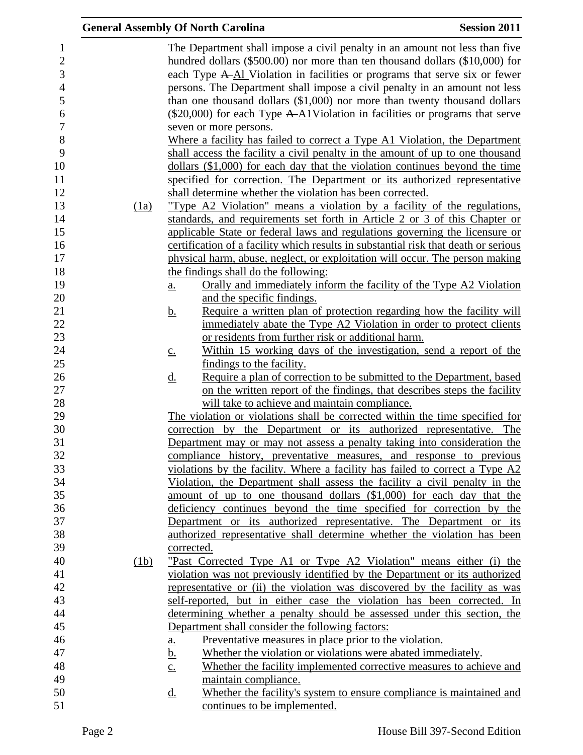The Department shall impose a civil penalty in an amount not less than five hundred dollars ($500.00) nor more than ten thousand dollars ($10,000) for each Type ~~A~~ Al Violation in facilities or programs that serve six or fewer persons. The Department shall impose a civil penalty in an amount not less than one thousand dollars ($1,000) nor more than twenty thousand dollars ($20,000) for each Type ~~A~~ A1Violation in facilities or programs that serve seven or more persons.

Where a facility has failed to correct a Type A1 Violation, the Department shall access the facility a civil penalty in the amount of up to one thousand dollars ($1,000) for each day that the violation continues beyond the time specified for correction. The Department or its authorized representative shall determine whether the violation has been corrected.

(1a) "Type A2 Violation" means a violation by a facility of the regulations, standards, and requirements set forth in Article 2 or 3 of this Chapter or applicable State or federal laws and regulations governing the licensure or certification of a facility which results in substantial risk that death or serious physical harm, abuse, neglect, or exploitation will occur. The person making the findings shall do the following:

a. Orally and immediately inform the facility of the Type A2 Violation and the specific findings.
b. Require a written plan of protection regarding how the facility will immediately abate the Type A2 Violation in order to protect clients or residents from further risk or additional harm.
c. Within 15 working days of the investigation, send a report of the findings to the facility.
d. Require a plan of correction to be submitted to the Department, based on the written report of the findings, that describes steps the facility will take to achieve and maintain compliance.

The violation or violations shall be corrected within the time specified for correction by the Department or its authorized representative. The Department may or may not assess a penalty taking into consideration the compliance history, preventative measures, and response to previous violations by the facility. Where a facility has failed to correct a Type A2 Violation, the Department shall assess the facility a civil penalty in the amount of up to one thousand dollars ($1,000) for each day that the deficiency continues beyond the time specified for correction by the Department or its authorized representative. The Department or its authorized representative shall determine whether the violation has been corrected.

(1b) "Past Corrected Type A1 or Type A2 Violation" means either (i) the violation was not previously identified by the Department or its authorized representative or (ii) the violation was discovered by the facility as was self-reported, but in either case the violation has been corrected. In determining whether a penalty should be assessed under this section, the Department shall consider the following factors:

a. Preventative measures in place prior to the violation.
b. Whether the violation or violations were abated immediately.
c. Whether the facility implemented corrective measures to achieve and maintain compliance.
d. Whether the facility's system to ensure compliance is maintained and continues to be implemented.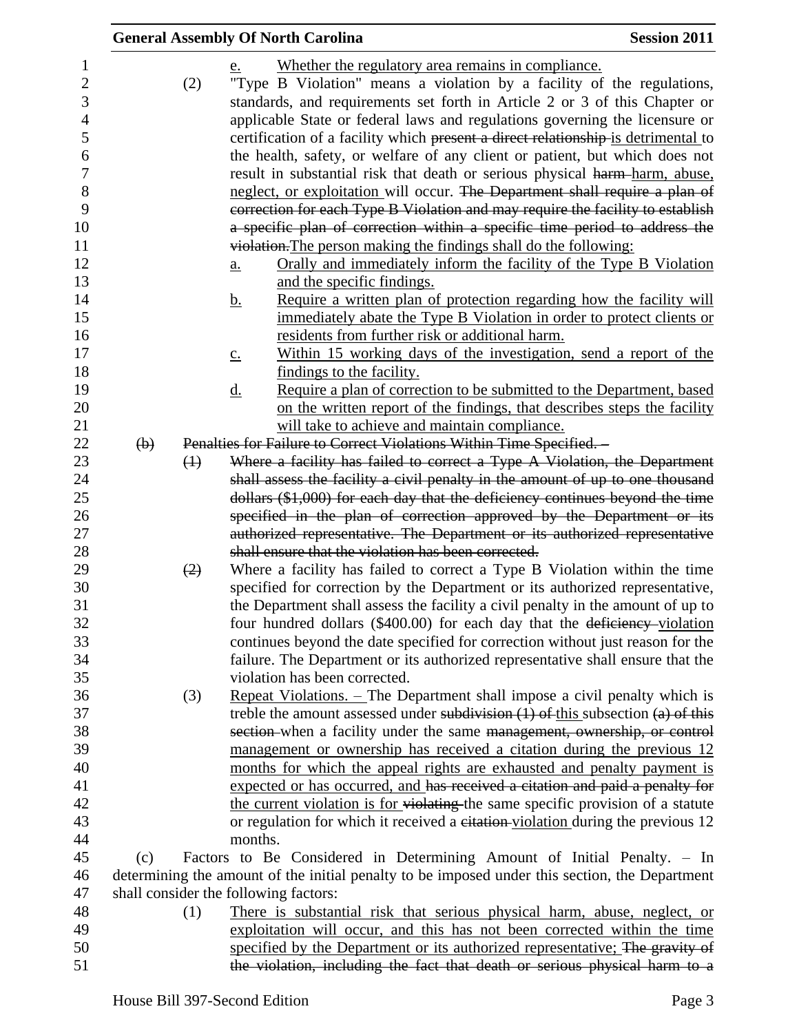e. Whether the regulatory area remains in compliance.

(2) "Type B Violation" means a violation by a facility of the regulations, standards, and requirements set forth in Article 2 or 3 of this Chapter or applicable State or federal laws and regulations governing the licensure or certification of a facility which present a direct relationship is detrimental to the health, safety, or welfare of any client or patient, but which does not result in substantial risk that death or serious physical harm harm, abuse, neglect, or exploitation will occur. The Department shall require a plan of correction for each Type B Violation and may require the facility to establish a specific plan of correction within a specific time period to address the violation.The person making the findings shall do the following:

a. Orally and immediately inform the facility of the Type B Violation and the specific findings.

b. Require a written plan of protection regarding how the facility will immediately abate the Type B Violation in order to protect clients or residents from further risk or additional harm.

c. Within 15 working days of the investigation, send a report of the findings to the facility.

d. Require a plan of correction to be submitted to the Department, based on the written report of the findings, that describes steps the facility will take to achieve and maintain compliance.

(b) Penalties for Failure to Correct Violations Within Time Specified. –

(1) Where a facility has failed to correct a Type A Violation, the Department shall assess the facility a civil penalty in the amount of up to one thousand dollars ($1,000) for each day that the deficiency continues beyond the time specified in the plan of correction approved by the Department or its authorized representative. The Department or its authorized representative shall ensure that the violation has been corrected.

(2) Where a facility has failed to correct a Type B Violation within the time specified for correction by the Department or its authorized representative, the Department shall assess the facility a civil penalty in the amount of up to four hundred dollars ($400.00) for each day that the deficiency violation continues beyond the date specified for correction without just reason for the failure. The Department or its authorized representative shall ensure that the violation has been corrected.

(3) Repeat Violations. – The Department shall impose a civil penalty which is treble the amount assessed under subdivision (1) of this subsection (a) of this section when a facility under the same management, ownership, or control management or ownership has received a citation during the previous 12 months for which the appeal rights are exhausted and penalty payment is expected or has occurred, and has received a citation and paid a penalty for the current violation is for violating the same specific provision of a statute or regulation for which it received a citation violation during the previous 12 months.

(c) Factors to Be Considered in Determining Amount of Initial Penalty. – In determining the amount of the initial penalty to be imposed under this section, the Department shall consider the following factors:

(1) There is substantial risk that serious physical harm, abuse, neglect, or exploitation will occur, and this has not been corrected within the time specified by the Department or its authorized representative; The gravity of the violation, including the fact that death or serious physical harm to a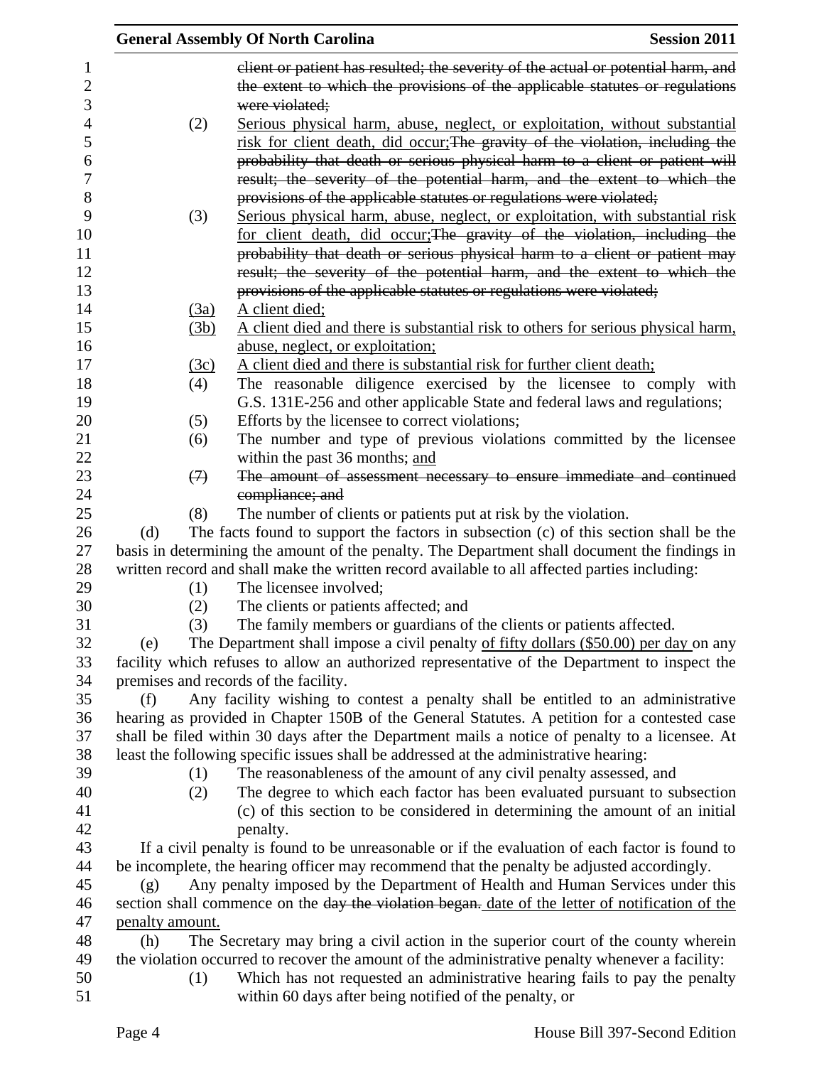~~client or patient has resulted; the severity of the actual or potential harm, and the extent to which the provisions of the applicable statutes or regulations were violated;~~

(2) Serious physical harm, abuse, neglect, or exploitation, without substantial risk for client death, did occur;~~The gravity of the violation, including the probability that death or serious physical harm to a client or patient will result; the severity of the potential harm, and the extent to which the provisions of the applicable statutes or regulations were violated;~~

(3) Serious physical harm, abuse, neglect, or exploitation, with substantial risk for client death, did occur;~~The gravity of the violation, including the probability that death or serious physical harm to a client or patient may result; the severity of the potential harm, and the extent to which the provisions of the applicable statutes or regulations were violated;~~

(3a) A client died;

(3b) A client died and there is substantial risk to others for serious physical harm, abuse, neglect, or exploitation;

(3c) A client died and there is substantial risk for further client death;

(4) The reasonable diligence exercised by the licensee to comply with G.S. 131E-256 and other applicable State and federal laws and regulations;

(5) Efforts by the licensee to correct violations;

(6) The number and type of previous violations committed by the licensee within the past 36 months; and

~~(7) The amount of assessment necessary to ensure immediate and continued compliance; and~~

(8) The number of clients or patients put at risk by the violation.

(d) The facts found to support the factors in subsection (c) of this section shall be the basis in determining the amount of the penalty. The Department shall document the findings in written record and shall make the written record available to all affected parties including:

(1) The licensee involved;

(2) The clients or patients affected; and

(3) The family members or guardians of the clients or patients affected.

(e) The Department shall impose a civil penalty of fifty dollars ($50.00) per day on any facility which refuses to allow an authorized representative of the Department to inspect the premises and records of the facility.

(f) Any facility wishing to contest a penalty shall be entitled to an administrative hearing as provided in Chapter 150B of the General Statutes. A petition for a contested case shall be filed within 30 days after the Department mails a notice of penalty to a licensee. At least the following specific issues shall be addressed at the administrative hearing:

(1) The reasonableness of the amount of any civil penalty assessed, and

(2) The degree to which each factor has been evaluated pursuant to subsection (c) of this section to be considered in determining the amount of an initial penalty.

If a civil penalty is found to be unreasonable or if the evaluation of each factor is found to be incomplete, the hearing officer may recommend that the penalty be adjusted accordingly.

(g) Any penalty imposed by the Department of Health and Human Services under this section shall commence on the ~~day the violation began.~~ date of the letter of notification of the penalty amount.

(h) The Secretary may bring a civil action in the superior court of the county wherein the violation occurred to recover the amount of the administrative penalty whenever a facility:

(1) Which has not requested an administrative hearing fails to pay the penalty within 60 days after being notified of the penalty, or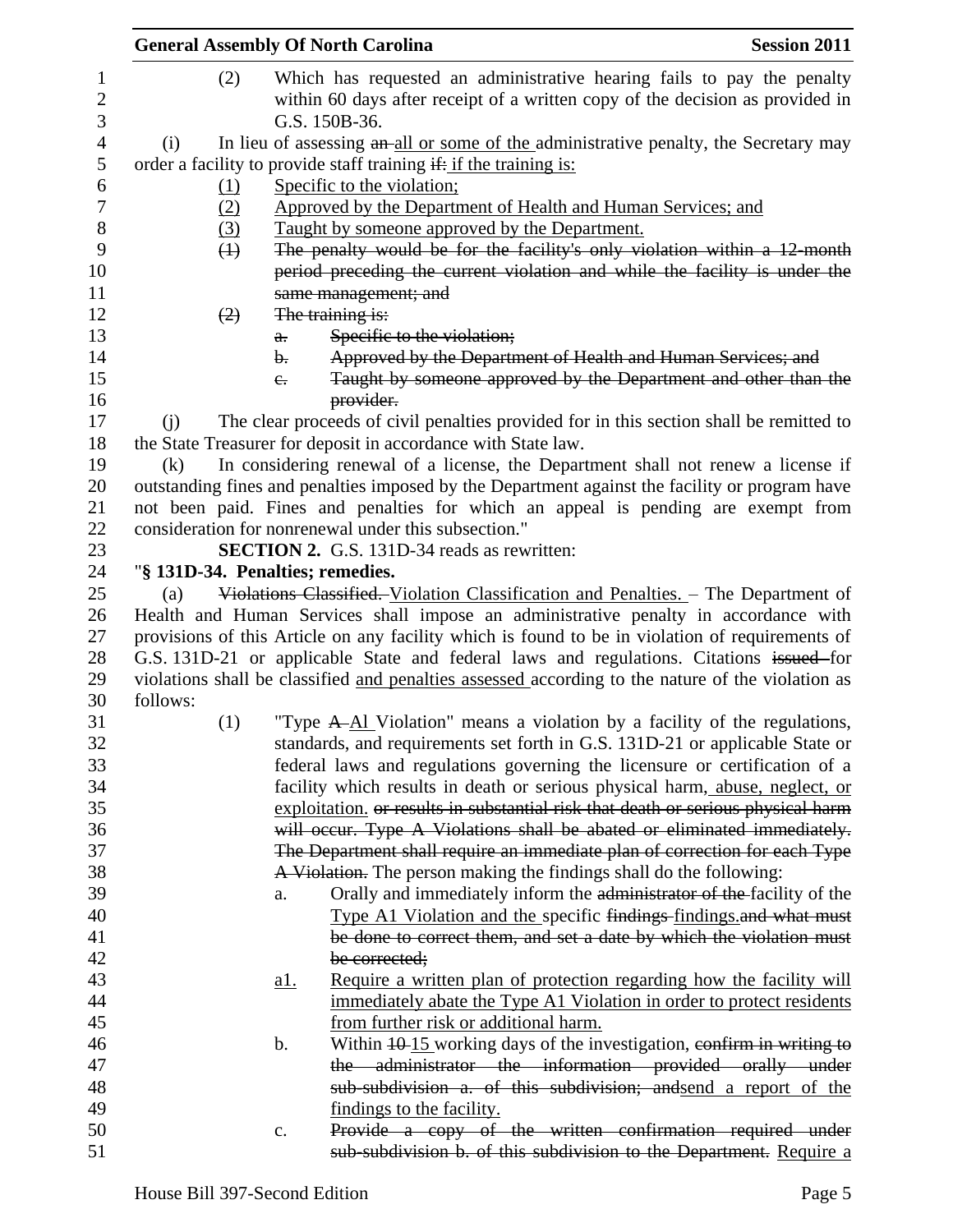(2) Which has requested an administrative hearing fails to pay the penalty within 60 days after receipt of a written copy of the decision as provided in G.S. 150B-36.

(i) In lieu of assessing ~~an~~ all or some of the administrative penalty, the Secretary may order a facility to provide staff training ~~if:~~ if the training is:

(1) Specific to the violation;

(2) Approved by the Department of Health and Human Services; and

(3) Taught by someone approved by the Department.

~~(1) The penalty would be for the facility's only violation within a 12-month period preceding the current violation and while the facility is under the same management; and~~

~~(2) The training is:~~

~~a. Specific to the violation;~~

~~b. Approved by the Department of Health and Human Services; and~~

~~c. Taught by someone approved by the Department and other than the provider.~~

(j) The clear proceeds of civil penalties provided for in this section shall be remitted to the State Treasurer for deposit in accordance with State law.

(k) In considering renewal of a license, the Department shall not renew a license if outstanding fines and penalties imposed by the Department against the facility or program have not been paid. Fines and penalties for which an appeal is pending are exempt from consideration for nonrenewal under this subsection."

**SECTION 2.** G.S. 131D-34 reads as rewritten:

"**§ 131D-34. Penalties; remedies.**

(a) ~~Violations Classified.~~ Violation Classification and Penalties. – The Department of Health and Human Services shall impose an administrative penalty in accordance with provisions of this Article on any facility which is found to be in violation of requirements of G.S. 131D-21 or applicable State and federal laws and regulations. Citations ~~issued~~ for violations shall be classified and penalties assessed according to the nature of the violation as follows:

(1) "Type ~~A~~ A1 Violation" means a violation by a facility of the regulations, standards, and requirements set forth in G.S. 131D-21 or applicable State or federal laws and regulations governing the licensure or certification of a facility which results in death or serious physical harm, abuse, neglect, or exploitation. ~~or results in substantial risk that death or serious physical harm will occur. Type A Violations shall be abated or eliminated immediately. The Department shall require an immediate plan of correction for each Type A Violation.~~ The person making the findings shall do the following:

a. Orally and immediately inform the ~~administrator of the~~ facility of the Type A1 Violation and the specific ~~findings~~ findings.~~and what must be done to correct them, and set a date by which the violation must be corrected;~~

a1. Require a written plan of protection regarding how the facility will immediately abate the Type A1 Violation in order to protect residents from further risk or additional harm.

b. Within ~~10~~ 15 working days of the investigation, ~~confirm in writing to the administrator the information provided orally under sub-subdivision a. of this subdivision; and~~send a report of the findings to the facility.

c. ~~Provide a copy of the written confirmation required under sub-subdivision b. of this subdivision to the Department.~~ Require a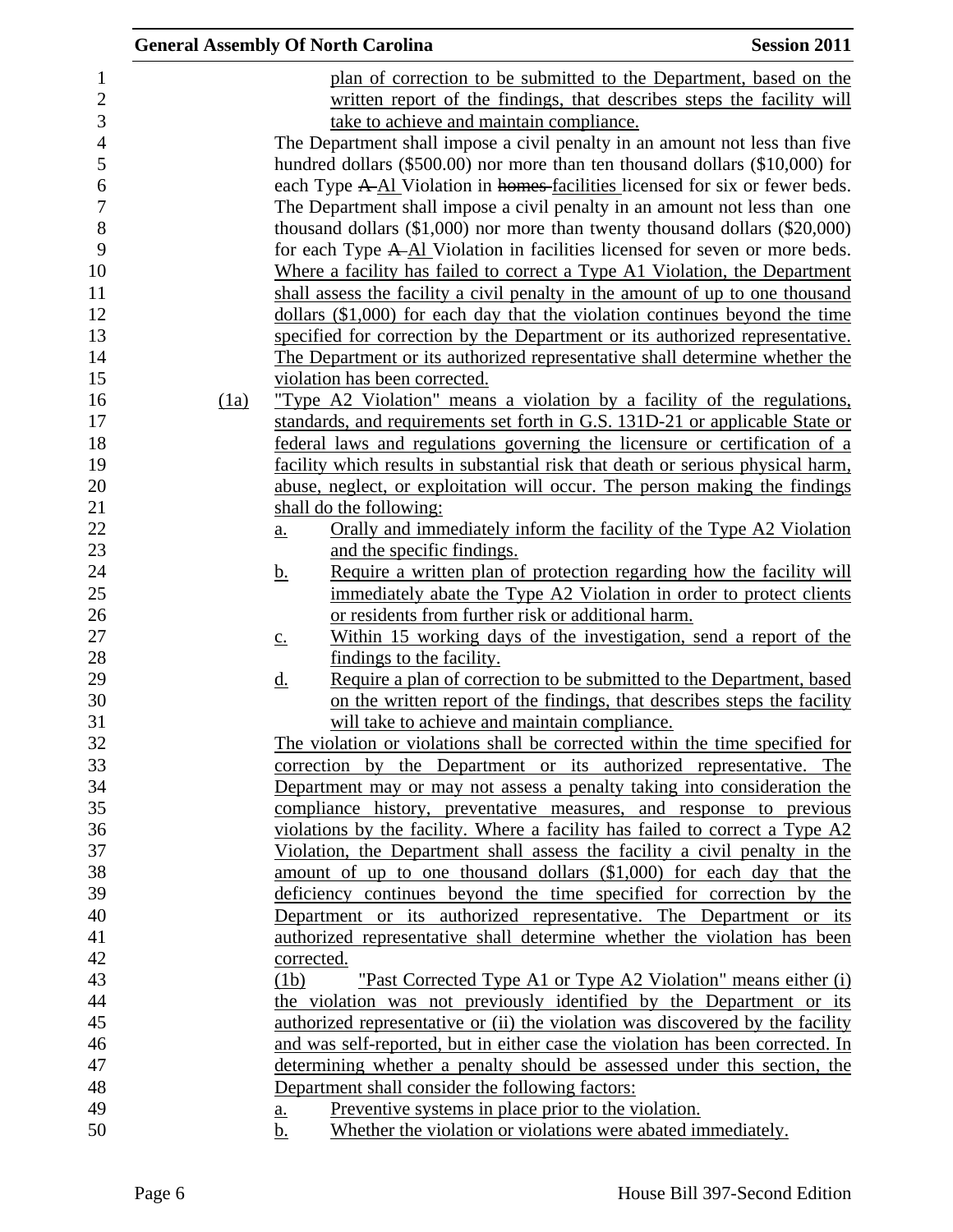plan of correction to be submitted to the Department, based on the written report of the findings, that describes steps the facility will take to achieve and maintain compliance.

The Department shall impose a civil penalty in an amount not less than five hundred dollars ($500.00) nor more than ten thousand dollars ($10,000) for each Type ~~A~~ A1 Violation in ~~homes~~ facilities licensed for six or fewer beds. The Department shall impose a civil penalty in an amount not less than one thousand dollars ($1,000) nor more than twenty thousand dollars ($20,000) for each Type ~~A~~ A1 Violation in facilities licensed for seven or more beds. Where a facility has failed to correct a Type A1 Violation, the Department shall assess the facility a civil penalty in the amount of up to one thousand dollars ($1,000) for each day that the violation continues beyond the time specified for correction by the Department or its authorized representative. The Department or its authorized representative shall determine whether the violation has been corrected.

(1a) "Type A2 Violation" means a violation by a facility of the regulations, standards, and requirements set forth in G.S. 131D-21 or applicable State or federal laws and regulations governing the licensure or certification of a facility which results in substantial risk that death or serious physical harm, abuse, neglect, or exploitation will occur. The person making the findings shall do the following:

a. Orally and immediately inform the facility of the Type A2 Violation and the specific findings.
b. Require a written plan of protection regarding how the facility will immediately abate the Type A2 Violation in order to protect clients or residents from further risk or additional harm.
c. Within 15 working days of the investigation, send a report of the findings to the facility.
d. Require a plan of correction to be submitted to the Department, based on the written report of the findings, that describes steps the facility will take to achieve and maintain compliance.

The violation or violations shall be corrected within the time specified for correction by the Department or its authorized representative. The Department may or may not assess a penalty taking into consideration the compliance history, preventative measures, and response to previous violations by the facility. Where a facility has failed to correct a Type A2 Violation, the Department shall assess the facility a civil penalty in the amount of up to one thousand dollars ($1,000) for each day that the deficiency continues beyond the time specified for correction by the Department or its authorized representative. The Department or its authorized representative shall determine whether the violation has been corrected.

(1b) "Past Corrected Type A1 or Type A2 Violation" means either (i) the violation was not previously identified by the Department or its authorized representative or (ii) the violation was discovered by the facility and was self-reported, but in either case the violation has been corrected. In determining whether a penalty should be assessed under this section, the Department shall consider the following factors:

a. Preventive systems in place prior to the violation.
b. Whether the violation or violations were abated immediately.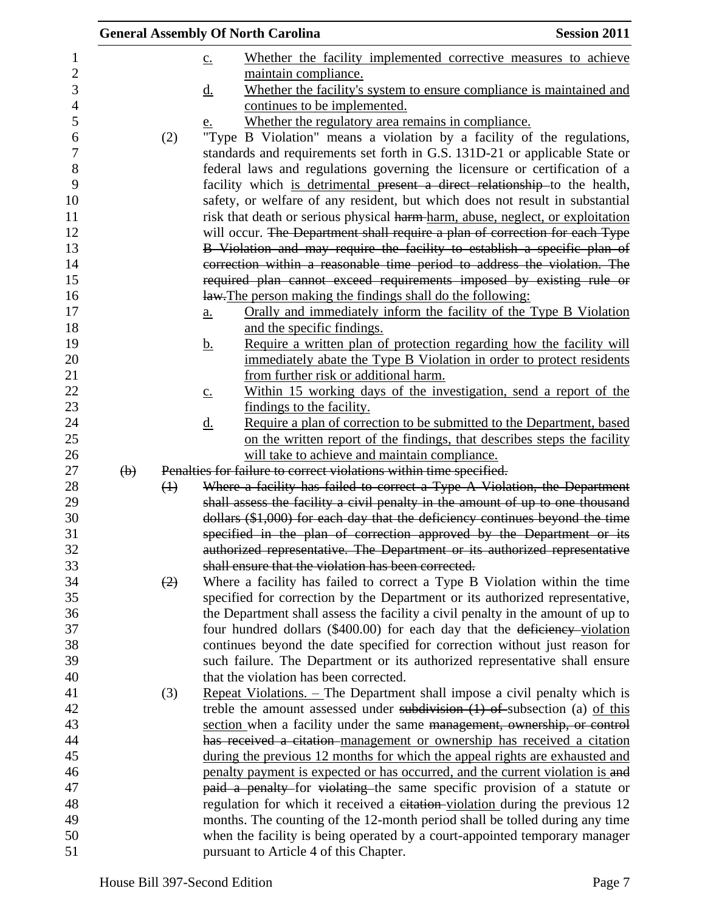c. Whether the facility implemented corrective measures to achieve maintain compliance.

d. Whether the facility's system to ensure compliance is maintained and continues to be implemented.

e. Whether the regulatory area remains in compliance.

(2) "Type B Violation" means a violation by a facility of the regulations, standards and requirements set forth in G.S. 131D-21 or applicable State or federal laws and regulations governing the licensure or certification of a facility which is detrimental ~~present a direct relationship~~ to the health, safety, or welfare of any resident, but which does not result in substantial risk that death or serious physical ~~harm~~ harm, abuse, neglect, or exploitation will occur. ~~The Department shall require a plan of correction for each Type B Violation and may require the facility to establish a specific plan of correction within a reasonable time period to address the violation. The required plan cannot exceed requirements imposed by existing rule or law.~~The person making the findings shall do the following:

a. Orally and immediately inform the facility of the Type B Violation and the specific findings.

b. Require a written plan of protection regarding how the facility will immediately abate the Type B Violation in order to protect residents from further risk or additional harm.

c. Within 15 working days of the investigation, send a report of the findings to the facility.

d. Require a plan of correction to be submitted to the Department, based on the written report of the findings, that describes steps the facility will take to achieve and maintain compliance.

~~(b) Penalties for failure to correct violations within time specified.~~

~~(1) Where a facility has failed to correct a Type A Violation, the Department shall assess the facility a civil penalty in the amount of up to one thousand dollars ($1,000) for each day that the deficiency continues beyond the time specified in the plan of correction approved by the Department or its authorized representative. The Department or its authorized representative shall ensure that the violation has been corrected.~~

~~(2)~~ Where a facility has failed to correct a Type B Violation within the time specified for correction by the Department or its authorized representative, the Department shall assess the facility a civil penalty in the amount of up to four hundred dollars ($400.00) for each day that the ~~deficiency~~ violation continues beyond the date specified for correction without just reason for such failure. The Department or its authorized representative shall ensure that the violation has been corrected.

(3) Repeat Violations. – The Department shall impose a civil penalty which is treble the amount assessed under ~~subdivision (1) of~~ subsection (a) of this section when a facility under the same ~~management, ownership, or control has received a citation~~ management or ownership has received a citation during the previous 12 months for which the appeal rights are exhausted and penalty payment is expected or has occurred, and the current violation is ~~and paid a penalty~~ for ~~violating~~ the same specific provision of a statute or regulation for which it received a ~~citation~~ violation during the previous 12 months. The counting of the 12-month period shall be tolled during any time when the facility is being operated by a court-appointed temporary manager pursuant to Article 4 of this Chapter.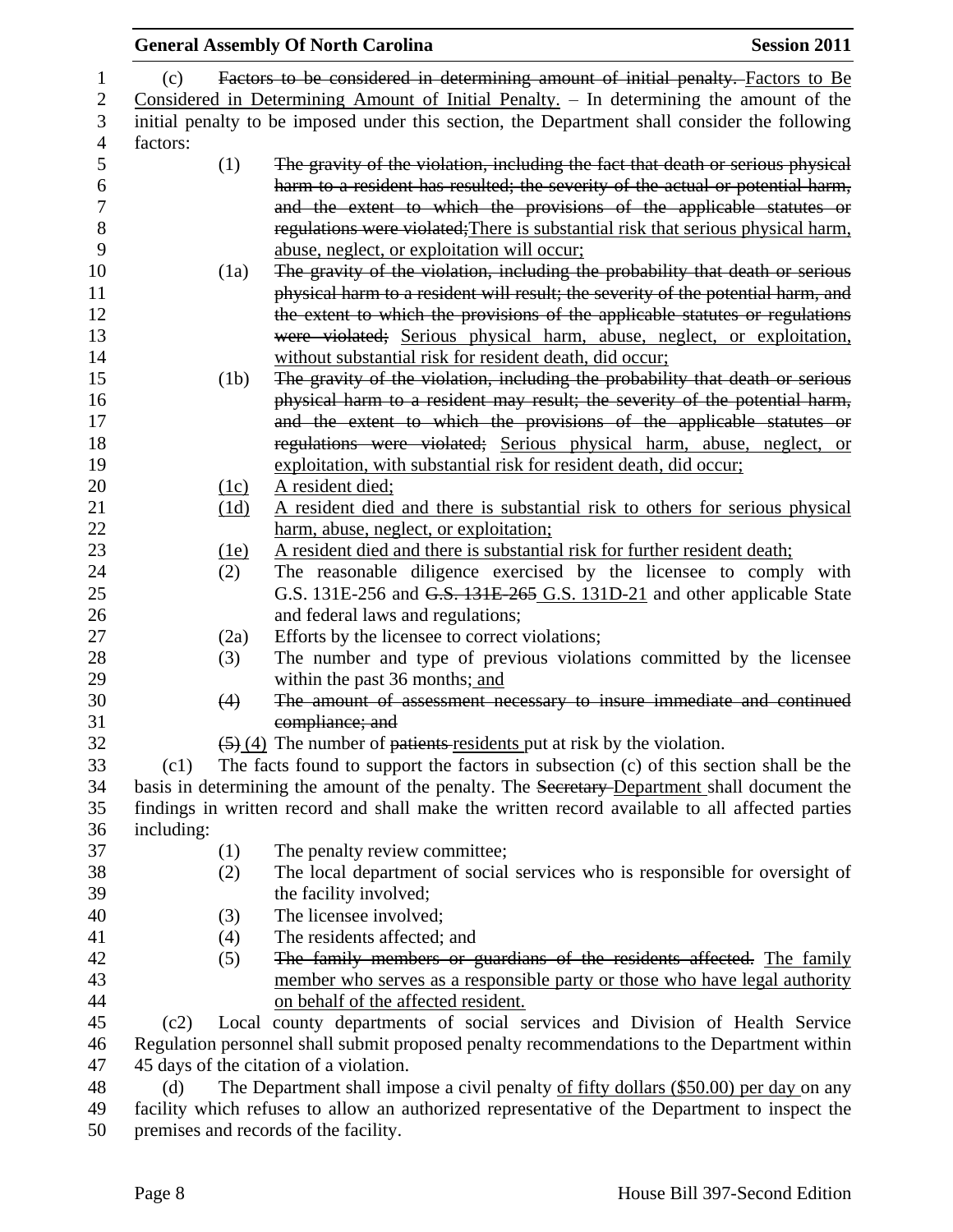(c) ~~Factors to be considered in determining amount of initial penalty.~~ Factors to Be Considered in Determining Amount of Initial Penalty. – In determining the amount of the initial penalty to be imposed under this section, the Department shall consider the following factors:

- (1) ~~The gravity of the violation, including the fact that death or serious physical harm to a resident has resulted; the severity of the actual or potential harm, and the extent to which the provisions of the applicable statutes or regulations were violated;~~There is substantial risk that serious physical harm, abuse, neglect, or exploitation will occur;
- (1a) ~~The gravity of the violation, including the probability that death or serious physical harm to a resident will result; the severity of the potential harm, and the extent to which the provisions of the applicable statutes or regulations were violated;~~ Serious physical harm, abuse, neglect, or exploitation, without substantial risk for resident death, did occur;
- (1b) ~~The gravity of the violation, including the probability that death or serious physical harm to a resident may result; the severity of the potential harm, and the extent to which the provisions of the applicable statutes or regulations were violated;~~ Serious physical harm, abuse, neglect, or exploitation, with substantial risk for resident death, did occur;
- (1c) A resident died;
- (1d) A resident died and there is substantial risk to others for serious physical harm, abuse, neglect, or exploitation;
- (1e) A resident died and there is substantial risk for further resident death;
- (2) The reasonable diligence exercised by the licensee to comply with G.S. 131E-256 and ~~G.S. 131E-265~~ G.S. 131D-21 and other applicable State and federal laws and regulations;
- (2a) Efforts by the licensee to correct violations;
- (3) The number and type of previous violations committed by the licensee within the past 36 months; and
- ~~(4) The amount of assessment necessary to insure immediate and continued compliance; and~~
- ~~(5)~~ (4) The number of ~~patients~~ residents put at risk by the violation.

(c1) The facts found to support the factors in subsection (c) of this section shall be the basis in determining the amount of the penalty. The ~~Secretary~~ Department shall document the findings in written record and shall make the written record available to all affected parties including:

- (1) The penalty review committee;
- (2) The local department of social services who is responsible for oversight of the facility involved;
- (3) The licensee involved;
- (4) The residents affected; and
- (5) ~~The family members or guardians of the residents affected.~~ The family member who serves as a responsible party or those who have legal authority on behalf of the affected resident.

(c2) Local county departments of social services and Division of Health Service Regulation personnel shall submit proposed penalty recommendations to the Department within 45 days of the citation of a violation.

(d) The Department shall impose a civil penalty of fifty dollars ($50.00) per day on any facility which refuses to allow an authorized representative of the Department to inspect the premises and records of the facility.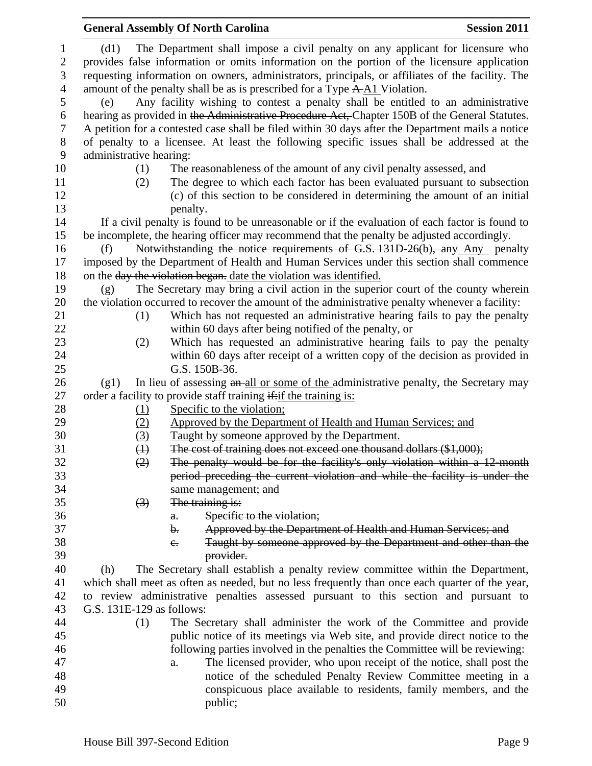(d1) The Department shall impose a civil penalty on any applicant for licensure who provides false information or omits information on the portion of the licensure application requesting information on owners, administrators, principals, or affiliates of the facility. The amount of the penalty shall be as is prescribed for a Type ~~A~~ A1 Violation.

(e) Any facility wishing to contest a penalty shall be entitled to an administrative hearing as provided in ~~the Administrative Procedure Act,~~ Chapter 150B of the General Statutes. A petition for a contested case shall be filed within 30 days after the Department mails a notice of penalty to a licensee. At least the following specific issues shall be addressed at the administrative hearing:

(1) The reasonableness of the amount of any civil penalty assessed, and

(2) The degree to which each factor has been evaluated pursuant to subsection (c) of this section to be considered in determining the amount of an initial penalty.

If a civil penalty is found to be unreasonable or if the evaluation of each factor is found to be incomplete, the hearing officer may recommend that the penalty be adjusted accordingly.

(f) ~~Notwithstanding the notice requirements of G.S. 131D-26(b), any~~ Any penalty imposed by the Department of Health and Human Services under this section shall commence on the ~~day the violation began.~~ date the violation was identified.

(g) The Secretary may bring a civil action in the superior court of the county wherein the violation occurred to recover the amount of the administrative penalty whenever a facility:

(1) Which has not requested an administrative hearing fails to pay the penalty within 60 days after being notified of the penalty, or

(2) Which has requested an administrative hearing fails to pay the penalty within 60 days after receipt of a written copy of the decision as provided in G.S. 150B-36.

(g1) In lieu of assessing ~~an~~ all or some of the administrative penalty, the Secretary may order a facility to provide staff training ~~if:~~ if the training is:

(1) Specific to the violation;

(2) Approved by the Department of Health and Human Services; and

(3) Taught by someone approved by the Department.

~~(1) The cost of training does not exceed one thousand dollars ($1,000);~~

~~(2) The penalty would be for the facility's only violation within a 12-month period preceding the current violation and while the facility is under the same management; and~~

~~(3) The training is:~~

~~a. Specific to the violation;~~

~~b. Approved by the Department of Health and Human Services; and~~

~~c. Taught by someone approved by the Department and other than the provider.~~

(h) The Secretary shall establish a penalty review committee within the Department, which shall meet as often as needed, but no less frequently than once each quarter of the year, to review administrative penalties assessed pursuant to this section and pursuant to G.S. 131E-129 as follows:

(1) The Secretary shall administer the work of the Committee and provide public notice of its meetings via Web site, and provide direct notice to the following parties involved in the penalties the Committee will be reviewing:

a. The licensed provider, who upon receipt of the notice, shall post the notice of the scheduled Penalty Review Committee meeting in a conspicuous place available to residents, family members, and the public;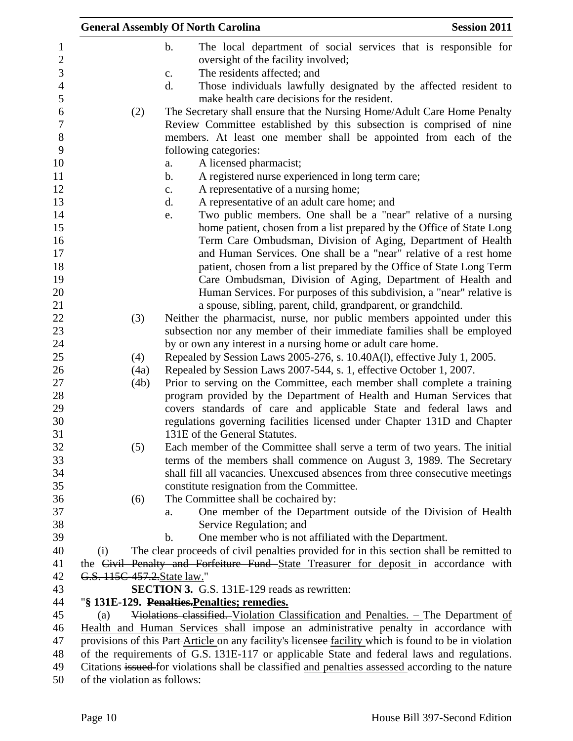b. The local department of social services that is responsible for oversight of the facility involved;

c. The residents affected; and

d. Those individuals lawfully designated by the affected resident to make health care decisions for the resident.

(2) The Secretary shall ensure that the Nursing Home/Adult Care Home Penalty Review Committee established by this subsection is comprised of nine members. At least one member shall be appointed from each of the following categories:

a. A licensed pharmacist;

b. A registered nurse experienced in long term care;

c. A representative of a nursing home;

d. A representative of an adult care home; and

e. Two public members. One shall be a "near" relative of a nursing home patient, chosen from a list prepared by the Office of State Long Term Care Ombudsman, Division of Aging, Department of Health and Human Services. One shall be a "near" relative of a rest home patient, chosen from a list prepared by the Office of State Long Term Care Ombudsman, Division of Aging, Department of Health and Human Services. For purposes of this subdivision, a "near" relative is a spouse, sibling, parent, child, grandparent, or grandchild.

(3) Neither the pharmacist, nurse, nor public members appointed under this subsection nor any member of their immediate families shall be employed by or own any interest in a nursing home or adult care home.

(4) Repealed by Session Laws 2005-276, s. 10.40A(l), effective July 1, 2005.

(4a) Repealed by Session Laws 2007-544, s. 1, effective October 1, 2007.

(4b) Prior to serving on the Committee, each member shall complete a training program provided by the Department of Health and Human Services that covers standards of care and applicable State and federal laws and regulations governing facilities licensed under Chapter 131D and Chapter 131E of the General Statutes.

(5) Each member of the Committee shall serve a term of two years. The initial terms of the members shall commence on August 3, 1989. The Secretary shall fill all vacancies. Unexcused absences from three consecutive meetings constitute resignation from the Committee.

(6) The Committee shall be cochaired by:

a. One member of the Department outside of the Division of Health Service Regulation; and

b. One member who is not affiliated with the Department.

(i) The clear proceeds of civil penalties provided for in this section shall be remitted to the ~~Civil Penalty and Forfeiture Fund~~ State Treasurer for deposit in accordance with ~~G.S. 115C-457.2.~~State law."

**SECTION 3.** G.S. 131E-129 reads as rewritten:

"**§ 131E-129. ~~Penalties.~~Penalties; remedies.**

(a) ~~Violations classified.~~ Violation Classification and Penalties. – The Department of Health and Human Services shall impose an administrative penalty in accordance with provisions of this ~~Part~~ Article on any ~~facility's licensee~~ facility which is found to be in violation of the requirements of G.S. 131E-117 or applicable State and federal laws and regulations. Citations ~~issued~~ for violations shall be classified and penalties assessed according to the nature of the violation as follows: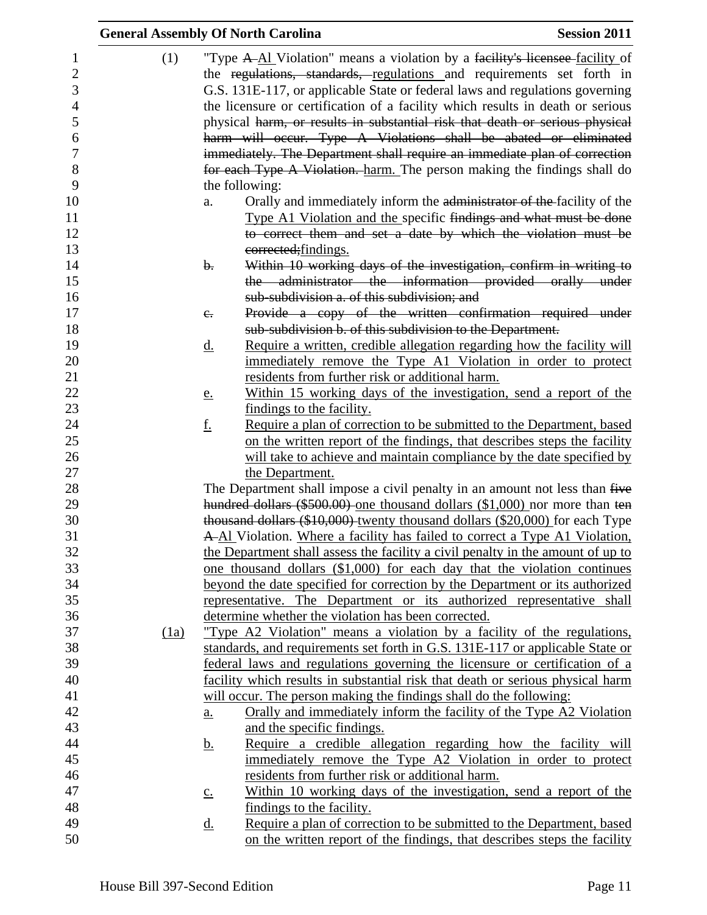(1) "Type ~~A~~ A1 Violation" means a violation by a ~~facility's licensee~~ facility of the ~~regulations, standards,~~ regulations and requirements set forth in G.S. 131E-117, or applicable State or federal laws and regulations governing the licensure or certification of a facility which results in death or serious physical ~~harm, or results in substantial risk that death or serious physical harm will occur. Type A Violations shall be abated or eliminated immediately. The Department shall require an immediate plan of correction for each Type A Violation.~~ harm. The person making the findings shall do the following:

a. Orally and immediately inform the ~~administrator of the~~ facility of the Type A1 Violation and the specific ~~findings and what must be done to correct them and set a date by which the violation must be corrected;~~findings.

~~b. Within 10 working days of the investigation, confirm in writing to the administrator the information provided orally under sub-subdivision a. of this subdivision; and~~

~~c. Provide a copy of the written confirmation required under sub-subdivision b. of this subdivision to the Department.~~

d. Require a written, credible allegation regarding how the facility will immediately remove the Type A1 Violation in order to protect residents from further risk or additional harm.

e. Within 15 working days of the investigation, send a report of the findings to the facility.

f. Require a plan of correction to be submitted to the Department, based on the written report of the findings, that describes steps the facility will take to achieve and maintain compliance by the date specified by the Department.

The Department shall impose a civil penalty in an amount not less than ~~five hundred dollars ($500.00)~~ one thousand dollars ($1,000) nor more than ~~ten thousand dollars ($10,000)~~ twenty thousand dollars ($20,000) for each Type ~~A~~ A1 Violation. Where a facility has failed to correct a Type A1 Violation, the Department shall assess the facility a civil penalty in the amount of up to one thousand dollars ($1,000) for each day that the violation continues beyond the date specified for correction by the Department or its authorized representative. The Department or its authorized representative shall determine whether the violation has been corrected.

(1a) "Type A2 Violation" means a violation by a facility of the regulations, standards, and requirements set forth in G.S. 131E-117 or applicable State or federal laws and regulations governing the licensure or certification of a facility which results in substantial risk that death or serious physical harm will occur. The person making the findings shall do the following:

a. Orally and immediately inform the facility of the Type A2 Violation and the specific findings.

b. Require a credible allegation regarding how the facility will immediately remove the Type A2 Violation in order to protect residents from further risk or additional harm.

c. Within 10 working days of the investigation, send a report of the findings to the facility.

d. Require a plan of correction to be submitted to the Department, based on the written report of the findings, that describes steps the facility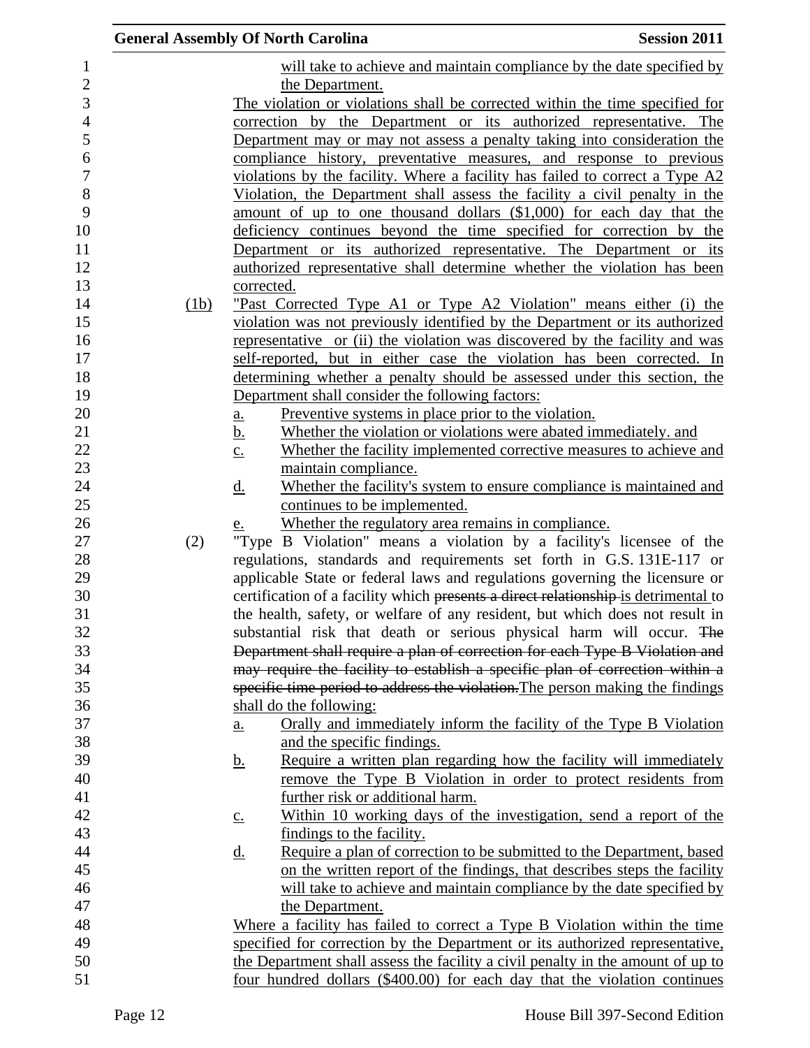will take to achieve and maintain compliance by the date specified by the Department.

The violation or violations shall be corrected within the time specified for correction by the Department or its authorized representative. The Department may or may not assess a penalty taking into consideration the compliance history, preventative measures, and response to previous violations by the facility. Where a facility has failed to correct a Type A2 Violation, the Department shall assess the facility a civil penalty in the amount of up to one thousand dollars ($1,000) for each day that the deficiency continues beyond the time specified for correction by the Department or its authorized representative. The Department or its authorized representative shall determine whether the violation has been corrected.

(1b) "Past Corrected Type A1 or Type A2 Violation" means either (i) the violation was not previously identified by the Department or its authorized representative or (ii) the violation was discovered by the facility and was self-reported, but in either case the violation has been corrected. In determining whether a penalty should be assessed under this section, the Department shall consider the following factors:

a. Preventive systems in place prior to the violation.
b. Whether the violation or violations were abated immediately. and
c. Whether the facility implemented corrective measures to achieve and maintain compliance.
d. Whether the facility's system to ensure compliance is maintained and continues to be implemented.
e. Whether the regulatory area remains in compliance.

(2) "Type B Violation" means a violation by a facility's licensee of the regulations, standards and requirements set forth in G.S. 131E-117 or applicable State or federal laws and regulations governing the licensure or certification of a facility which ~~presents a direct relationship~~ is detrimental to the health, safety, or welfare of any resident, but which does not result in substantial risk that death or serious physical harm will occur. ~~The Department shall require a plan of correction for each Type B Violation and may require the facility to establish a specific plan of correction within a specific time period to address the violation.~~The person making the findings shall do the following:

a. Orally and immediately inform the facility of the Type B Violation and the specific findings.
b. Require a written plan regarding how the facility will immediately remove the Type B Violation in order to protect residents from further risk or additional harm.
c. Within 10 working days of the investigation, send a report of the findings to the facility.
d. Require a plan of correction to be submitted to the Department, based on the written report of the findings, that describes steps the facility will take to achieve and maintain compliance by the date specified by the Department.

Where a facility has failed to correct a Type B Violation within the time specified for correction by the Department or its authorized representative, the Department shall assess the facility a civil penalty in the amount of up to four hundred dollars ($400.00) for each day that the violation continues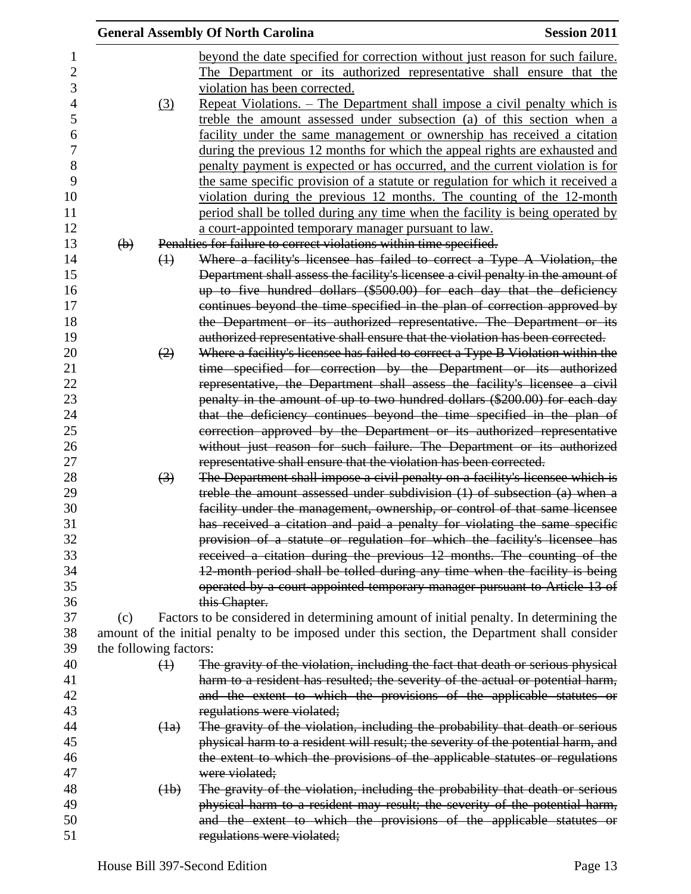beyond the date specified for correction without just reason for such failure. The Department or its authorized representative shall ensure that the violation has been corrected.

(3) Repeat Violations. – The Department shall impose a civil penalty which is treble the amount assessed under subsection (a) of this section when a facility under the same management or ownership has received a citation during the previous 12 months for which the appeal rights are exhausted and penalty payment is expected or has occurred, and the current violation is for the same specific provision of a statute or regulation for which it received a violation during the previous 12 months. The counting of the 12-month period shall be tolled during any time when the facility is being operated by a court-appointed temporary manager pursuant to law.

~~(b) Penalties for failure to correct violations within time specified.~~

~~(1) Where a facility's licensee has failed to correct a Type A Violation, the Department shall assess the facility's licensee a civil penalty in the amount of up to five hundred dollars ($500.00) for each day that the deficiency continues beyond the time specified in the plan of correction approved by the Department or its authorized representative. The Department or its authorized representative shall ensure that the violation has been corrected.~~

~~(2) Where a facility's licensee has failed to correct a Type B Violation within the time specified for correction by the Department or its authorized representative, the Department shall assess the facility's licensee a civil penalty in the amount of up to two hundred dollars ($200.00) for each day that the deficiency continues beyond the time specified in the plan of correction approved by the Department or its authorized representative without just reason for such failure. The Department or its authorized representative shall ensure that the violation has been corrected.~~

~~(3) The Department shall impose a civil penalty on a facility's licensee which is treble the amount assessed under subdivision (1) of subsection (a) when a facility under the management, ownership, or control of that same licensee has received a citation and paid a penalty for violating the same specific provision of a statute or regulation for which the facility's licensee has received a citation during the previous 12 months. The counting of the 12-month period shall be tolled during any time when the facility is being operated by a court-appointed temporary manager pursuant to Article 13 of this Chapter.~~

(c) Factors to be considered in determining amount of initial penalty. In determining the amount of the initial penalty to be imposed under this section, the Department shall consider the following factors:

~~(1) The gravity of the violation, including the fact that death or serious physical harm to a resident has resulted; the severity of the actual or potential harm, and the extent to which the provisions of the applicable statutes or regulations were violated;~~

~~(1a) The gravity of the violation, including the probability that death or serious physical harm to a resident will result; the severity of the potential harm, and the extent to which the provisions of the applicable statutes or regulations were violated;~~

~~(1b) The gravity of the violation, including the probability that death or serious physical harm to a resident may result; the severity of the potential harm, and the extent to which the provisions of the applicable statutes or regulations were violated;~~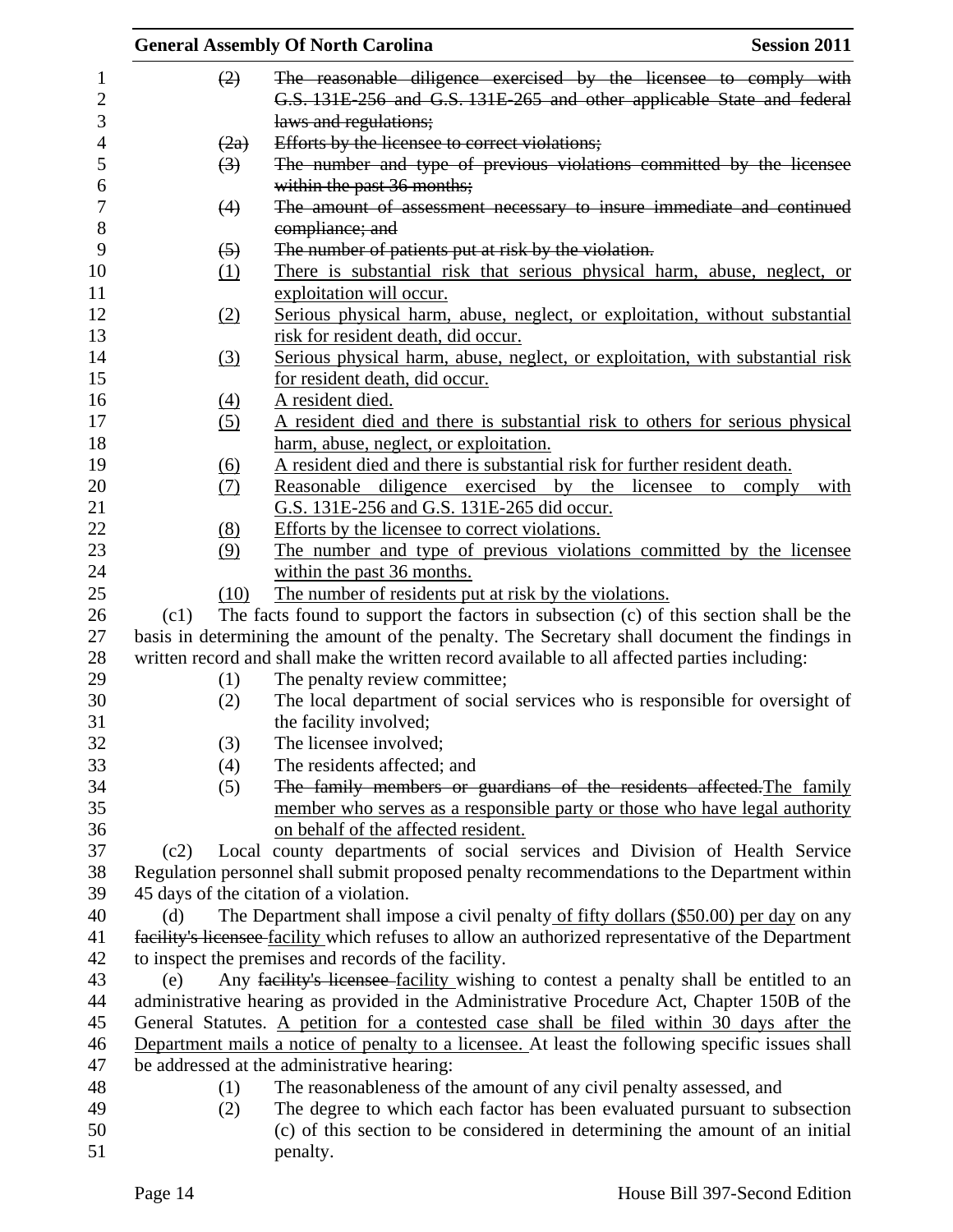(2) ~~The reasonable diligence exercised by the licensee to comply with G.S. 131E-256 and G.S. 131E-265 and other applicable State and federal laws and regulations;~~

(2a) ~~Efforts by the licensee to correct violations;~~

(3) ~~The number and type of previous violations committed by the licensee within the past 36 months;~~

(4) ~~The amount of assessment necessary to insure immediate and continued compliance; and~~

(5) ~~The number of patients put at risk by the violation.~~

<u>(1) There is substantial risk that serious physical harm, abuse, neglect, or exploitation will occur.</u>

<u>(2) Serious physical harm, abuse, neglect, or exploitation, without substantial risk for resident death, did occur.</u>

<u>(3) Serious physical harm, abuse, neglect, or exploitation, with substantial risk for resident death, did occur.</u>

<u>(4) A resident died.</u>

<u>(5) A resident died and there is substantial risk to others for serious physical harm, abuse, neglect, or exploitation.</u>

<u>(6) A resident died and there is substantial risk for further resident death.</u>

<u>(7) Reasonable diligence exercised by the licensee to comply with G.S. 131E-256 and G.S. 131E-265 did occur.</u>

<u>(8) Efforts by the licensee to correct violations.</u>

<u>(9) The number and type of previous violations committed by the licensee within the past 36 months.</u>

<u>(10) The number of residents put at risk by the violations.</u>

(c1) The facts found to support the factors in subsection (c) of this section shall be the basis in determining the amount of the penalty. The Secretary shall document the findings in written record and shall make the written record available to all affected parties including:

(1) The penalty review committee;

(2) The local department of social services who is responsible for oversight of the facility involved;

(3) The licensee involved;

(4) The residents affected; and

(5) ~~The family members or guardians of the residents affected.~~<u>The family member who serves as a responsible party or those who have legal authority on behalf of the affected resident.</u>

(c2) Local county departments of social services and Division of Health Service Regulation personnel shall submit proposed penalty recommendations to the Department within 45 days of the citation of a violation.

(d) The Department shall impose a civil penalty <u>of fifty dollars ($50.00) per day</u> on any ~~facility's licensee~~ <u>facility</u> which refuses to allow an authorized representative of the Department to inspect the premises and records of the facility.

(e) Any ~~facility's licensee~~ <u>facility</u> wishing to contest a penalty shall be entitled to an administrative hearing as provided in the Administrative Procedure Act, Chapter 150B of the General Statutes. <u>A petition for a contested case shall be filed within 30 days after the Department mails a notice of penalty to a licensee.</u> At least the following specific issues shall be addressed at the administrative hearing:

(1) The reasonableness of the amount of any civil penalty assessed, and

(2) The degree to which each factor has been evaluated pursuant to subsection (c) of this section to be considered in determining the amount of an initial penalty.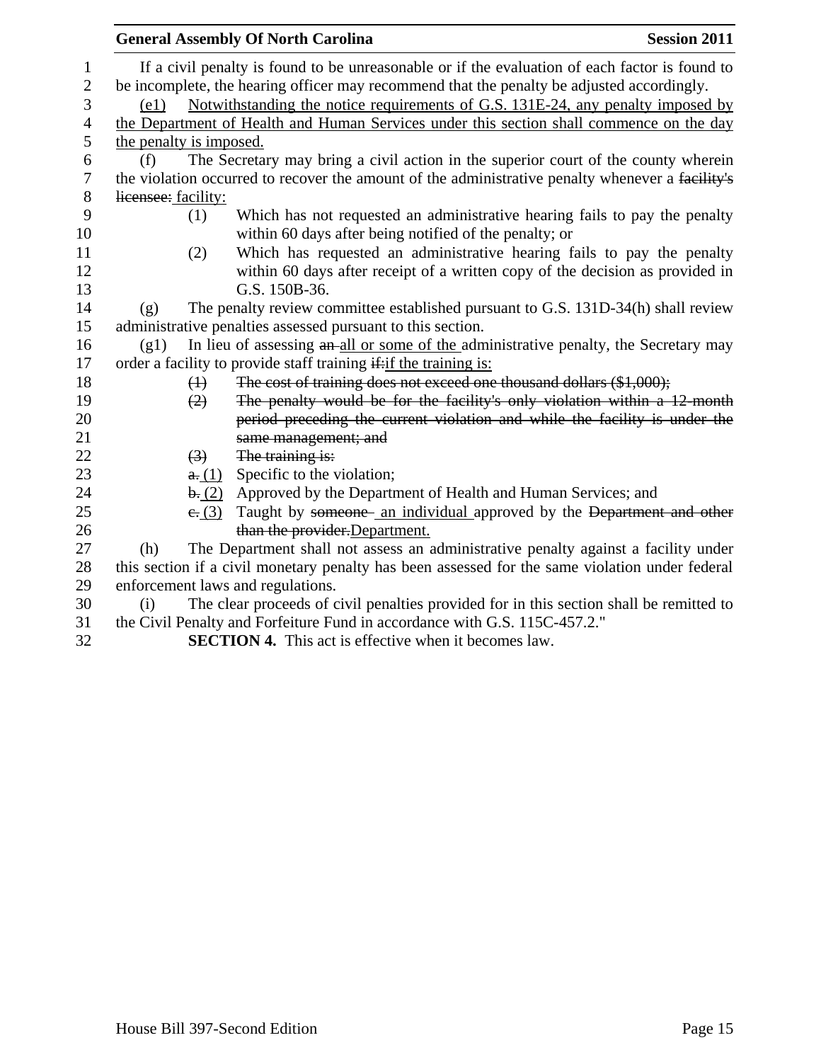If a civil penalty is found to be unreasonable or if the evaluation of each factor is found to be incomplete, the hearing officer may recommend that the penalty be adjusted accordingly.

<u>(e1) Notwithstanding the notice requirements of G.S. 131E-24, any penalty imposed by the Department of Health and Human Services under this section shall commence on the day the penalty is imposed.</u>

(f) The Secretary may bring a civil action in the superior court of the county wherein the violation occurred to recover the amount of the administrative penalty whenever a ~~facility's licensee:~~ <u>facility:</u>

(1) Which has not requested an administrative hearing fails to pay the penalty within 60 days after being notified of the penalty; or

(2) Which has requested an administrative hearing fails to pay the penalty within 60 days after receipt of a written copy of the decision as provided in G.S. 150B-36.

(g) The penalty review committee established pursuant to G.S. 131D-34(h) shall review administrative penalties assessed pursuant to this section.

(g1) In lieu of assessing ~~an~~ <u>all or some of the</u> administrative penalty, the Secretary may order a facility to provide staff training ~~if:~~<u>if the training is:</u>

~~(1) The cost of training does not exceed one thousand dollars ($1,000);~~

~~(2) The penalty would be for the facility's only violation within a 12-month period preceding the current violation and while the facility is under the same management; and~~

~~(3) The training is:~~

~~a.~~ <u>(1)</u> Specific to the violation;

~~b.~~ <u>(2)</u> Approved by the Department of Health and Human Services; and

~~c.~~ <u>(3)</u> Taught by ~~someone~~ <u>an individual</u> approved by the ~~Department and other than the provider.~~<u>Department.</u>

(h) The Department shall not assess an administrative penalty against a facility under this section if a civil monetary penalty has been assessed for the same violation under federal enforcement laws and regulations.

(i) The clear proceeds of civil penalties provided for in this section shall be remitted to the Civil Penalty and Forfeiture Fund in accordance with G.S. 115C-457.2."

**SECTION 4.** This act is effective when it becomes law.